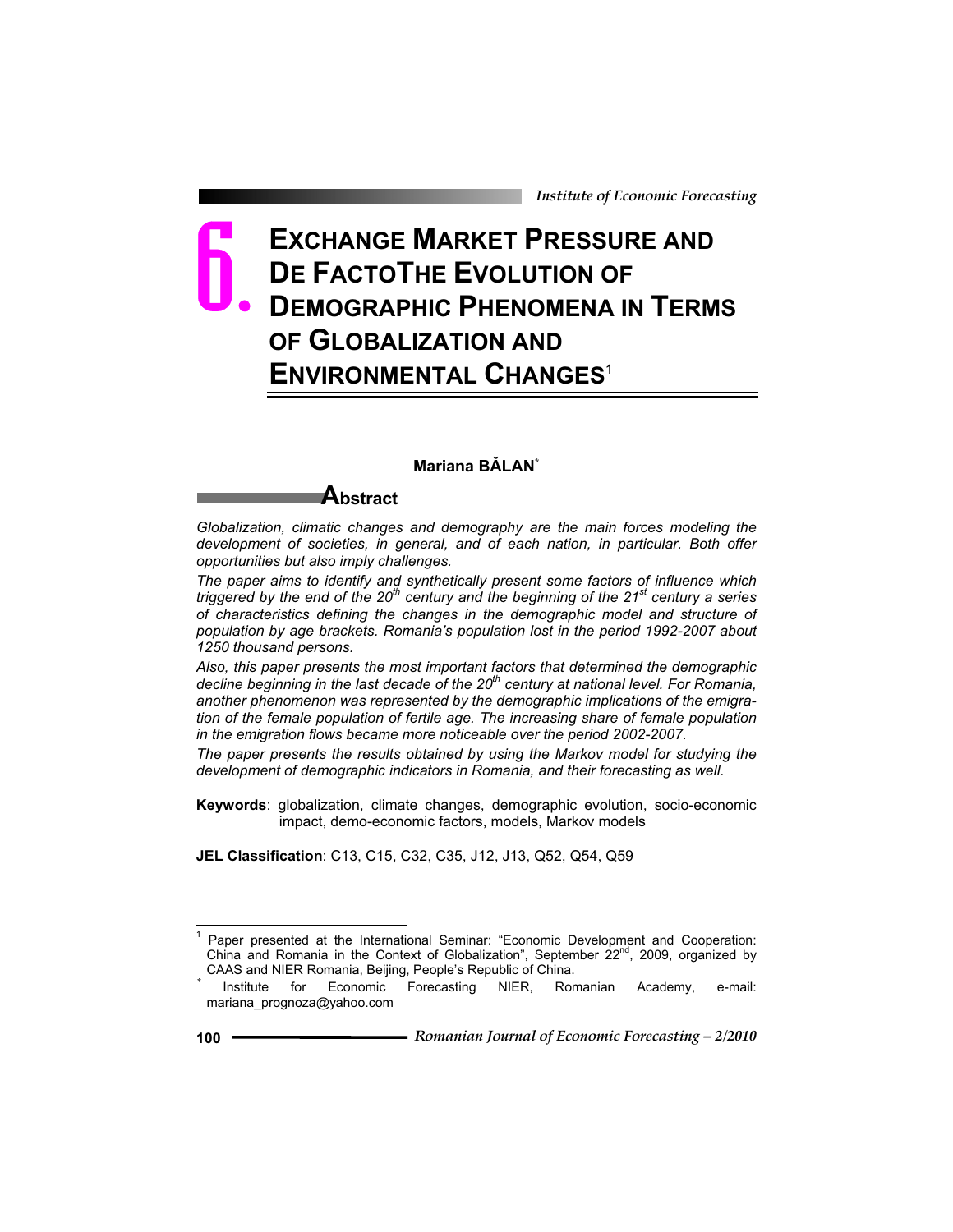# 6. EXCHANGE MARKET PRESSURE AND DE FACTOTHE EVOLUTION OF DEMOGRAPHIC PHENOMENA IN TERMS OF GLOBALIZATION AND ENVIRONMENTAL CHANGES[1]

**Mariana BĂLAN**[*]

## Abstract

*Globalization, climatic changes and demography are the main forces modeling the development of societies, in general, and of each nation, in particular. Both offer opportunities but also imply challenges.*

*The paper aims to identify and synthetically present some factors of influence which triggered by the end of the 20th century and the beginning of the 21st century a series of characteristics defining the changes in the demographic model and structure of population by age brackets. Romania's population lost in the period 1992-2007 about 1250 thousand persons.*

*Also, this paper presents the most important factors that determined the demographic decline beginning in the last decade of the 20th century at national level. For Romania, another phenomenon was represented by the demographic implications of the emigration of the female population of fertile age. The increasing share of female population in the emigration flows became more noticeable over the period 2002-2007.*

*The paper presents the results obtained by using the Markov model for studying the development of demographic indicators in Romania, and their forecasting as well.*

**Keywords**: globalization, climate changes, demographic evolution, socio-economic impact, demo-economic factors, models, Markov models

**JEL Classification**: C13, C15, C32, C35, J12, J13, Q52, Q54, Q59

---

[1] Paper presented at the International Seminar: "Economic Development and Cooperation: China and Romania in the Context of Globalization", September 22nd, 2009, organized by CAAS and NIER Romania, Beijing, People's Republic of China.

[*] Institute for Economic Forecasting NIER, Romanian Academy, e-mail: mariana_prognoza@yahoo.com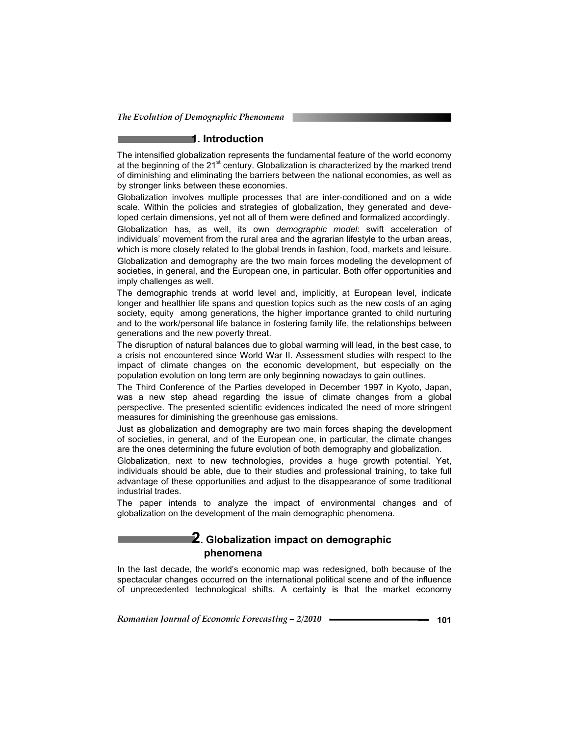## 1. Introduction

The intensified globalization represents the fundamental feature of the world economy at the beginning of the 21st century. Globalization is characterized by the marked trend of diminishing and eliminating the barriers between the national economies, as well as by stronger links between these economies.

Globalization involves multiple processes that are inter-conditioned and on a wide scale. Within the policies and strategies of globalization, they generated and developed certain dimensions, yet not all of them were defined and formalized accordingly.

Globalization has, as well, its own *demographic model*: swift acceleration of individuals' movement from the rural area and the agrarian lifestyle to the urban areas, which is more closely related to the global trends in fashion, food, markets and leisure.

Globalization and demography are the two main forces modeling the development of societies, in general, and the European one, in particular. Both offer opportunities and imply challenges as well.

The demographic trends at world level and, implicitly, at European level, indicate longer and healthier life spans and question topics such as the new costs of an aging society, equity among generations, the higher importance granted to child nurturing and to the work/personal life balance in fostering family life, the relationships between generations and the new poverty threat.

The disruption of natural balances due to global warming will lead, in the best case, to a crisis not encountered since World War II. Assessment studies with respect to the impact of climate changes on the economic development, but especially on the population evolution on long term are only beginning nowadays to gain outlines.

The Third Conference of the Parties developed in December 1997 in Kyoto, Japan, was a new step ahead regarding the issue of climate changes from a global perspective. The presented scientific evidences indicated the need of more stringent measures for diminishing the greenhouse gas emissions.

Just as globalization and demography are two main forces shaping the development of societies, in general, and of the European one, in particular, the climate changes are the ones determining the future evolution of both demography and globalization.

Globalization, next to new technologies, provides a huge growth potential. Yet, individuals should be able, due to their studies and professional training, to take full advantage of these opportunities and adjust to the disappearance of some traditional industrial trades.

The paper intends to analyze the impact of environmental changes and of globalization on the development of the main demographic phenomena.

## 2. Globalization impact on demographic phenomena

In the last decade, the world's economic map was redesigned, both because of the spectacular changes occurred on the international political scene and of the influence of unprecedented technological shifts. A certainty is that the market economy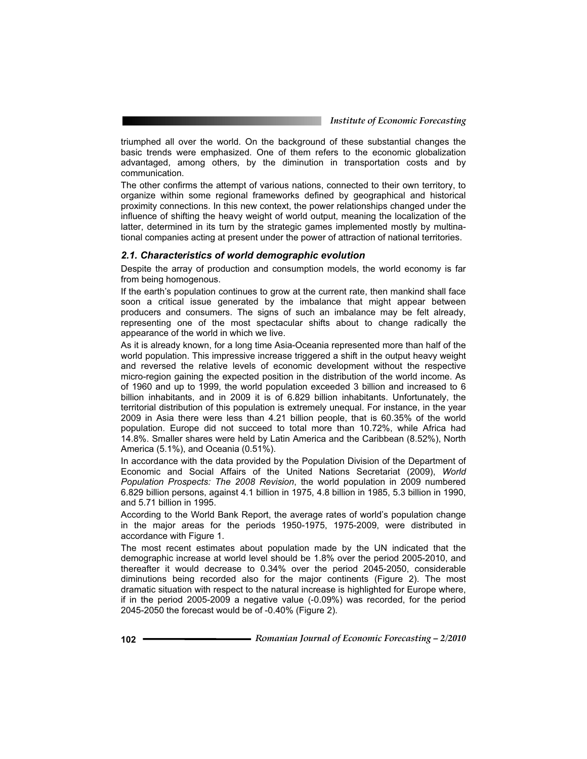triumphed all over the world. On the background of these substantial changes the basic trends were emphasized. One of them refers to the economic globalization advantaged, among others, by the diminution in transportation costs and by communication.

The other confirms the attempt of various nations, connected to their own territory, to organize within some regional frameworks defined by geographical and historical proximity connections. In this new context, the power relationships changed under the influence of shifting the heavy weight of world output, meaning the localization of the latter, determined in its turn by the strategic games implemented mostly by multinational companies acting at present under the power of attraction of national territories.

### *2.1. Characteristics of world demographic evolution*

Despite the array of production and consumption models, the world economy is far from being homogenous.

If the earth's population continues to grow at the current rate, then mankind shall face soon a critical issue generated by the imbalance that might appear between producers and consumers. The signs of such an imbalance may be felt already, representing one of the most spectacular shifts about to change radically the appearance of the world in which we live.

As it is already known, for a long time Asia-Oceania represented more than half of the world population. This impressive increase triggered a shift in the output heavy weight and reversed the relative levels of economic development without the respective micro-region gaining the expected position in the distribution of the world income. As of 1960 and up to 1999, the world population exceeded 3 billion and increased to 6 billion inhabitants, and in 2009 it is of 6.829 billion inhabitants. Unfortunately, the territorial distribution of this population is extremely unequal. For instance, in the year 2009 in Asia there were less than 4.21 billion people, that is 60.35% of the world population. Europe did not succeed to total more than 10.72%, while Africa had 14.8%. Smaller shares were held by Latin America and the Caribbean (8.52%), North America (5.1%), and Oceania (0.51%).

In accordance with the data provided by the Population Division of the Department of Economic and Social Affairs of the United Nations Secretariat (2009), *World Population Prospects: The 2008 Revision*, the world population in 2009 numbered 6.829 billion persons, against 4.1 billion in 1975, 4.8 billion in 1985, 5.3 billion in 1990, and 5.71 billion in 1995.

According to the World Bank Report, the average rates of world's population change in the major areas for the periods 1950-1975, 1975-2009, were distributed in accordance with Figure 1.

The most recent estimates about population made by the UN indicated that the demographic increase at world level should be 1.8% over the period 2005-2010, and thereafter it would decrease to 0.34% over the period 2045-2050, considerable diminutions being recorded also for the major continents (Figure 2). The most dramatic situation with respect to the natural increase is highlighted for Europe where, if in the period 2005-2009 a negative value (-0.09%) was recorded, for the period 2045-2050 the forecast would be of -0.40% (Figure 2).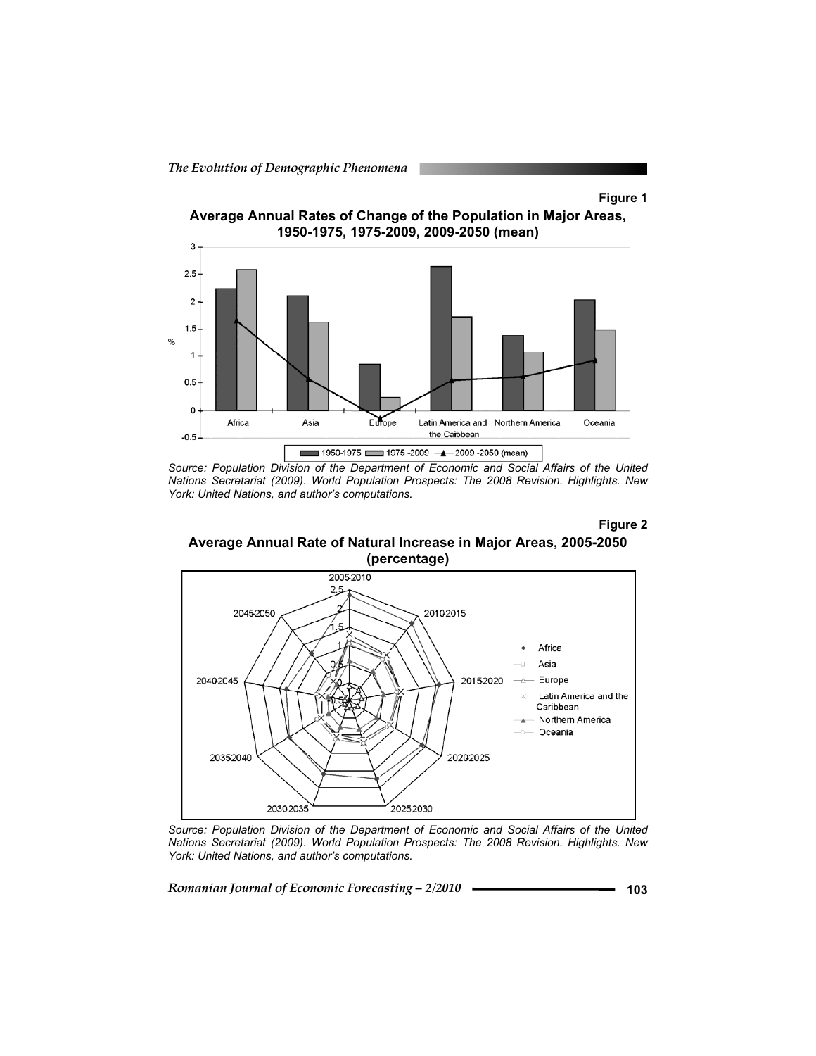**Figure 1**

**Average Annual Rates of Change of the Population in Major Areas, 1950-1975, 1975-2009, 2009-2050 (mean)**

*Source: Population Division of the Department of Economic and Social Affairs of the United Nations Secretariat (2009). World Population Prospects: The 2008 Revision. Highlights. New York: United Nations, and author's computations.*

**Figure 2**

**Average Annual Rate of Natural Increase in Major Areas, 2005-2050 (percentage)**

*Source: Population Division of the Department of Economic and Social Affairs of the United Nations Secretariat (2009). World Population Prospects: The 2008 Revision. Highlights. New York: United Nations, and author's computations.*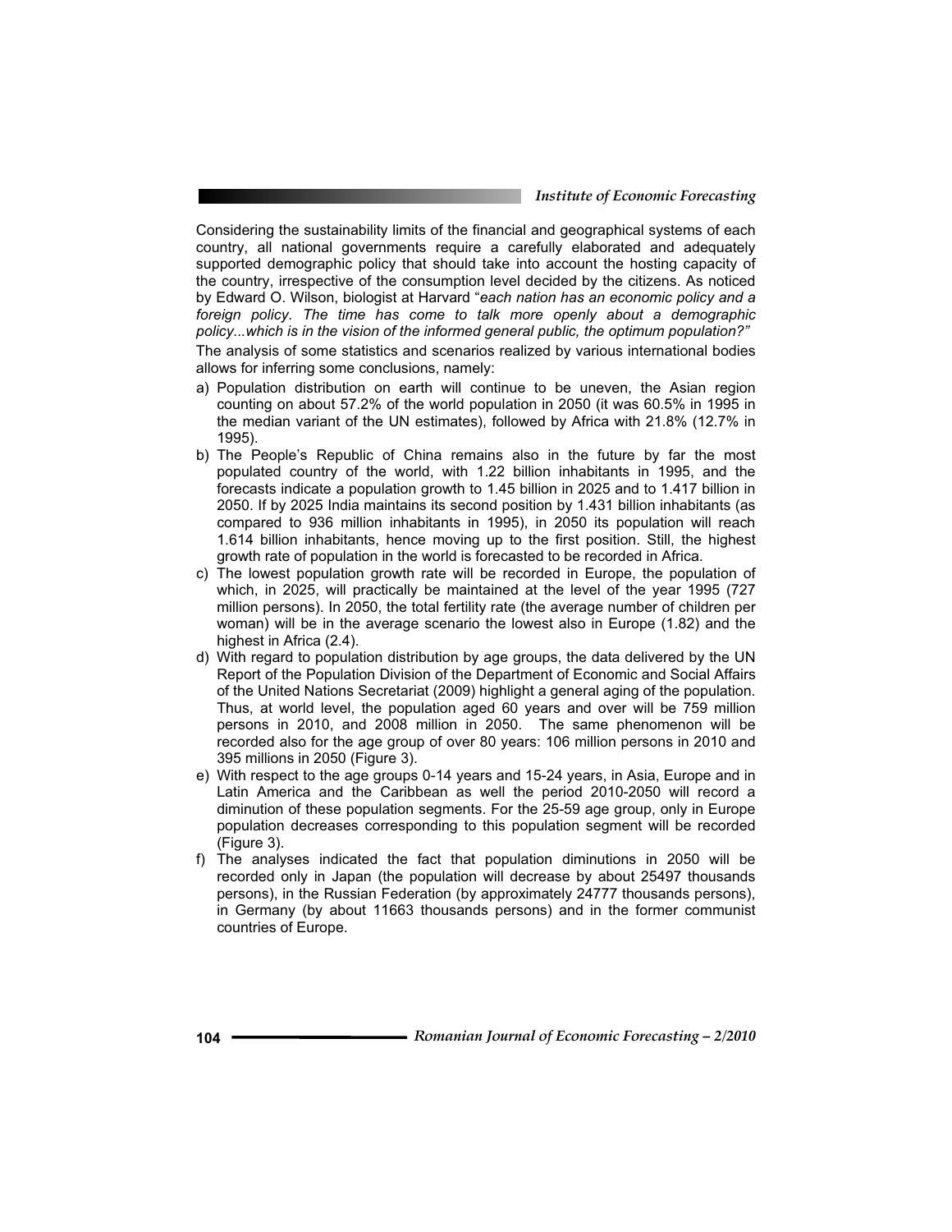Considering the sustainability limits of the financial and geographical systems of each country, all national governments require a carefully elaborated and adequately supported demographic policy that should take into account the hosting capacity of the country, irrespective of the consumption level decided by the citizens. As noticed by Edward O. Wilson, biologist at Harvard "*each nation has an economic policy and a foreign policy. The time has come to talk more openly about a demographic policy...which is in the vision of the informed general public, the optimum population?"*

The analysis of some statistics and scenarios realized by various international bodies allows for inferring some conclusions, namely:

a) Population distribution on earth will continue to be uneven, the Asian region counting on about 57.2% of the world population in 2050 (it was 60.5% in 1995 in the median variant of the UN estimates), followed by Africa with 21.8% (12.7% in 1995).

b) The People's Republic of China remains also in the future by far the most populated country of the world, with 1.22 billion inhabitants in 1995, and the forecasts indicate a population growth to 1.45 billion in 2025 and to 1.417 billion in 2050. If by 2025 India maintains its second position by 1.431 billion inhabitants (as compared to 936 million inhabitants in 1995), in 2050 its population will reach 1.614 billion inhabitants, hence moving up to the first position. Still, the highest growth rate of population in the world is forecasted to be recorded in Africa.

c) The lowest population growth rate will be recorded in Europe, the population of which, in 2025, will practically be maintained at the level of the year 1995 (727 million persons). In 2050, the total fertility rate (the average number of children per woman) will be in the average scenario the lowest also in Europe (1.82) and the highest in Africa (2.4).

d) With regard to population distribution by age groups, the data delivered by the UN Report of the Population Division of the Department of Economic and Social Affairs of the United Nations Secretariat (2009) highlight a general aging of the population. Thus, at world level, the population aged 60 years and over will be 759 million persons in 2010, and 2008 million in 2050. The same phenomenon will be recorded also for the age group of over 80 years: 106 million persons in 2010 and 395 millions in 2050 (Figure 3).

e) With respect to the age groups 0-14 years and 15-24 years, in Asia, Europe and in Latin America and the Caribbean as well the period 2010-2050 will record a diminution of these population segments. For the 25-59 age group, only in Europe population decreases corresponding to this population segment will be recorded (Figure 3).

f) The analyses indicated the fact that population diminutions in 2050 will be recorded only in Japan (the population will decrease by about 25497 thousands persons), in the Russian Federation (by approximately 24777 thousands persons), in Germany (by about 11663 thousands persons) and in the former communist countries of Europe.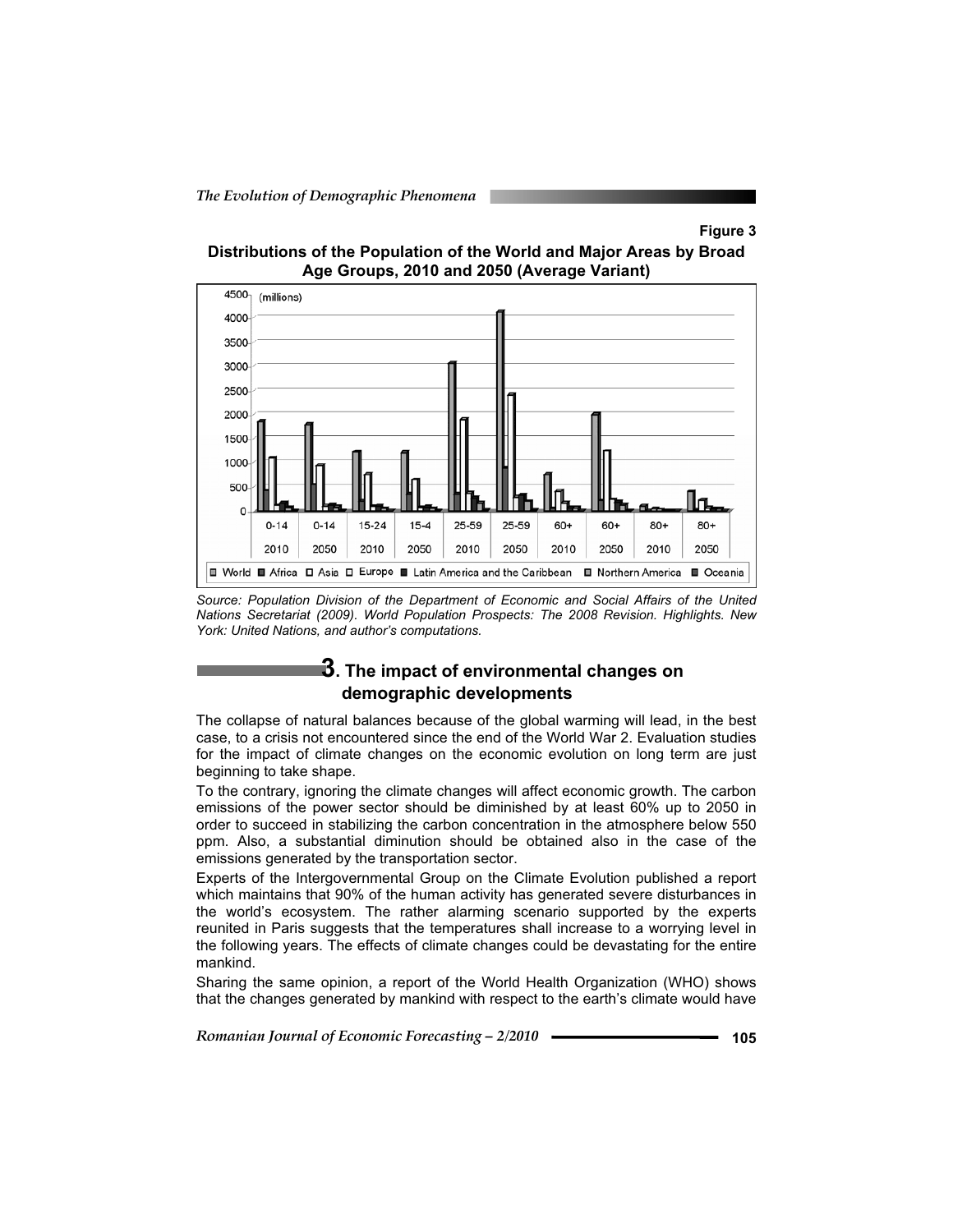**Figure 3**

**Distributions of the Population of the World and Major Areas by Broad Age Groups, 2010 and 2050 (Average Variant)**

*Source: Population Division of the Department of Economic and Social Affairs of the United Nations Secretariat (2009). World Population Prospects: The 2008 Revision. Highlights. New York: United Nations, and author's computations.*

## 3. The impact of environmental changes on demographic developments

The collapse of natural balances because of the global warming will lead, in the best case, to a crisis not encountered since the end of the World War 2. Evaluation studies for the impact of climate changes on the economic evolution on long term are just beginning to take shape.

To the contrary, ignoring the climate changes will affect economic growth. The carbon emissions of the power sector should be diminished by at least 60% up to 2050 in order to succeed in stabilizing the carbon concentration in the atmosphere below 550 ppm. Also, a substantial diminution should be obtained also in the case of the emissions generated by the transportation sector.

Experts of the Intergovernmental Group on the Climate Evolution published a report which maintains that 90% of the human activity has generated severe disturbances in the world's ecosystem. The rather alarming scenario supported by the experts reunited in Paris suggests that the temperatures shall increase to a worrying level in the following years. The effects of climate changes could be devastating for the entire mankind.

Sharing the same opinion, a report of the World Health Organization (WHO) shows that the changes generated by mankind with respect to the earth's climate would have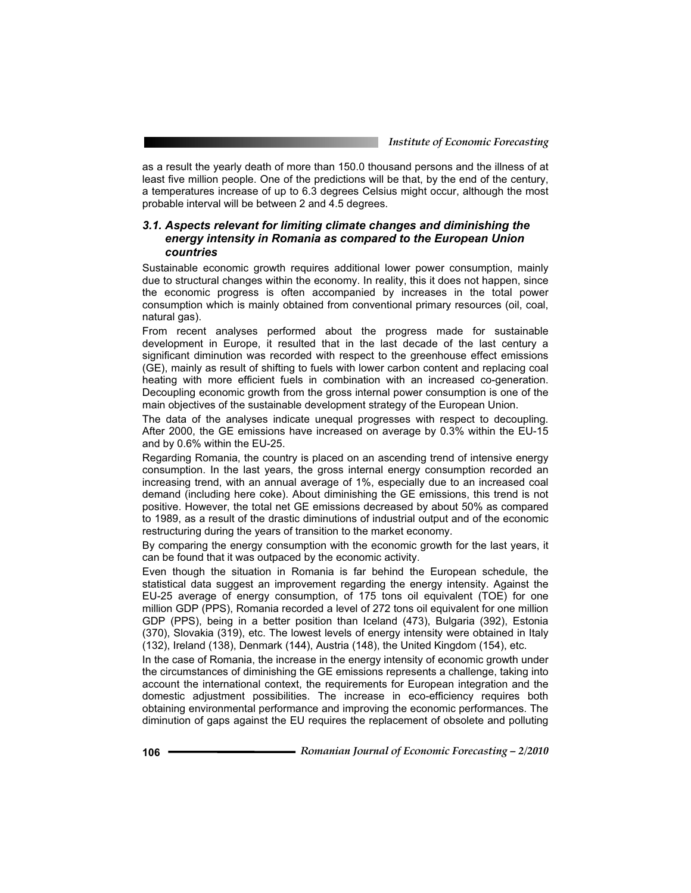as a result the yearly death of more than 150.0 thousand persons and the illness of at least five million people. One of the predictions will be that, by the end of the century, a temperatures increase of up to 6.3 degrees Celsius might occur, although the most probable interval will be between 2 and 4.5 degrees.

### *3.1. Aspects relevant for limiting climate changes and diminishing the energy intensity in Romania as compared to the European Union countries*

Sustainable economic growth requires additional lower power consumption, mainly due to structural changes within the economy. In reality, this it does not happen, since the economic progress is often accompanied by increases in the total power consumption which is mainly obtained from conventional primary resources (oil, coal, natural gas).

From recent analyses performed about the progress made for sustainable development in Europe, it resulted that in the last decade of the last century a significant diminution was recorded with respect to the greenhouse effect emissions (GE), mainly as result of shifting to fuels with lower carbon content and replacing coal heating with more efficient fuels in combination with an increased co-generation. Decoupling economic growth from the gross internal power consumption is one of the main objectives of the sustainable development strategy of the European Union.

The data of the analyses indicate unequal progresses with respect to decoupling. After 2000, the GE emissions have increased on average by 0.3% within the EU-15 and by 0.6% within the EU-25.

Regarding Romania, the country is placed on an ascending trend of intensive energy consumption. In the last years, the gross internal energy consumption recorded an increasing trend, with an annual average of 1%, especially due to an increased coal demand (including here coke). About diminishing the GE emissions, this trend is not positive. However, the total net GE emissions decreased by about 50% as compared to 1989, as a result of the drastic diminutions of industrial output and of the economic restructuring during the years of transition to the market economy.

By comparing the energy consumption with the economic growth for the last years, it can be found that it was outpaced by the economic activity.

Even though the situation in Romania is far behind the European schedule, the statistical data suggest an improvement regarding the energy intensity. Against the EU-25 average of energy consumption, of 175 tons oil equivalent (TOE) for one million GDP (PPS), Romania recorded a level of 272 tons oil equivalent for one million GDP (PPS), being in a better position than Iceland (473), Bulgaria (392), Estonia (370), Slovakia (319), etc. The lowest levels of energy intensity were obtained in Italy (132), Ireland (138), Denmark (144), Austria (148), the United Kingdom (154), etc.

In the case of Romania, the increase in the energy intensity of economic growth under the circumstances of diminishing the GE emissions represents a challenge, taking into account the international context, the requirements for European integration and the domestic adjustment possibilities. The increase in eco-efficiency requires both obtaining environmental performance and improving the economic performances. The diminution of gaps against the EU requires the replacement of obsolete and polluting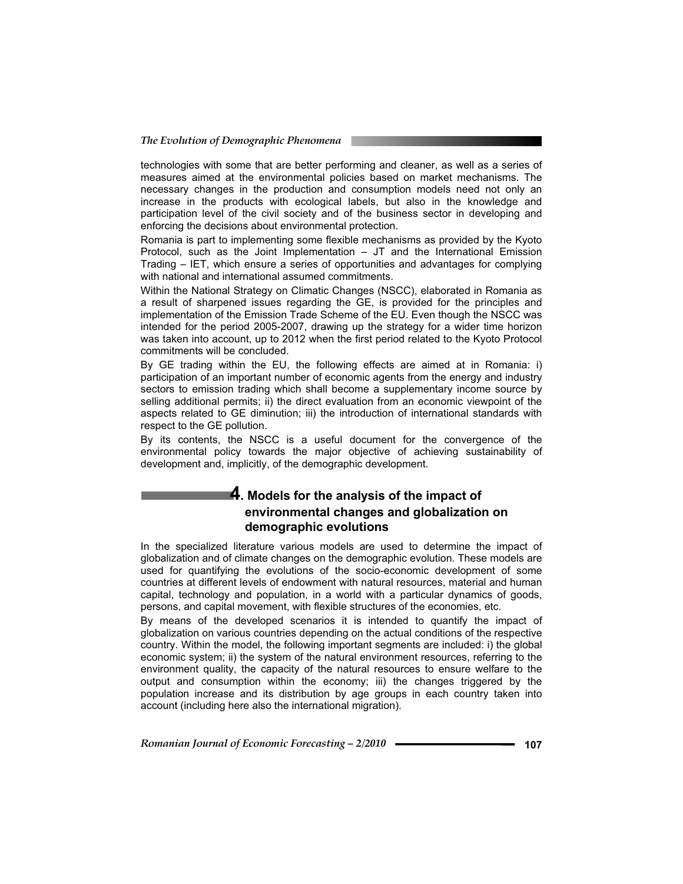technologies with some that are better performing and cleaner, as well as a series of measures aimed at the environmental policies based on market mechanisms. The necessary changes in the production and consumption models need not only an increase in the products with ecological labels, but also in the knowledge and participation level of the civil society and of the business sector in developing and enforcing the decisions about environmental protection.

Romania is part to implementing some flexible mechanisms as provided by the Kyoto Protocol, such as the Joint Implementation – JT and the International Emission Trading – IET, which ensure a series of opportunities and advantages for complying with national and international assumed commitments.

Within the National Strategy on Climatic Changes (NSCC), elaborated in Romania as a result of sharpened issues regarding the GE, is provided for the principles and implementation of the Emission Trade Scheme of the EU. Even though the NSCC was intended for the period 2005-2007, drawing up the strategy for a wider time horizon was taken into account, up to 2012 when the first period related to the Kyoto Protocol commitments will be concluded.

By GE trading within the EU, the following effects are aimed at in Romania: i) participation of an important number of economic agents from the energy and industry sectors to emission trading which shall become a supplementary income source by selling additional permits; ii) the direct evaluation from an economic viewpoint of the aspects related to GE diminution; iii) the introduction of international standards with respect to the GE pollution.

By its contents, the NSCC is a useful document for the convergence of the environmental policy towards the major objective of achieving sustainability of development and, implicitly, of the demographic development.

## 4. Models for the analysis of the impact of environmental changes and globalization on demographic evolutions

In the specialized literature various models are used to determine the impact of globalization and of climate changes on the demographic evolution. These models are used for quantifying the evolutions of the socio-economic development of some countries at different levels of endowment with natural resources, material and human capital, technology and population, in a world with a particular dynamics of goods, persons, and capital movement, with flexible structures of the economies, etc.

By means of the developed scenarios it is intended to quantify the impact of globalization on various countries depending on the actual conditions of the respective country. Within the model, the following important segments are included: i) the global economic system; ii) the system of the natural environment resources, referring to the environment quality, the capacity of the natural resources to ensure welfare to the output and consumption within the economy; iii) the changes triggered by the population increase and its distribution by age groups in each country taken into account (including here also the international migration).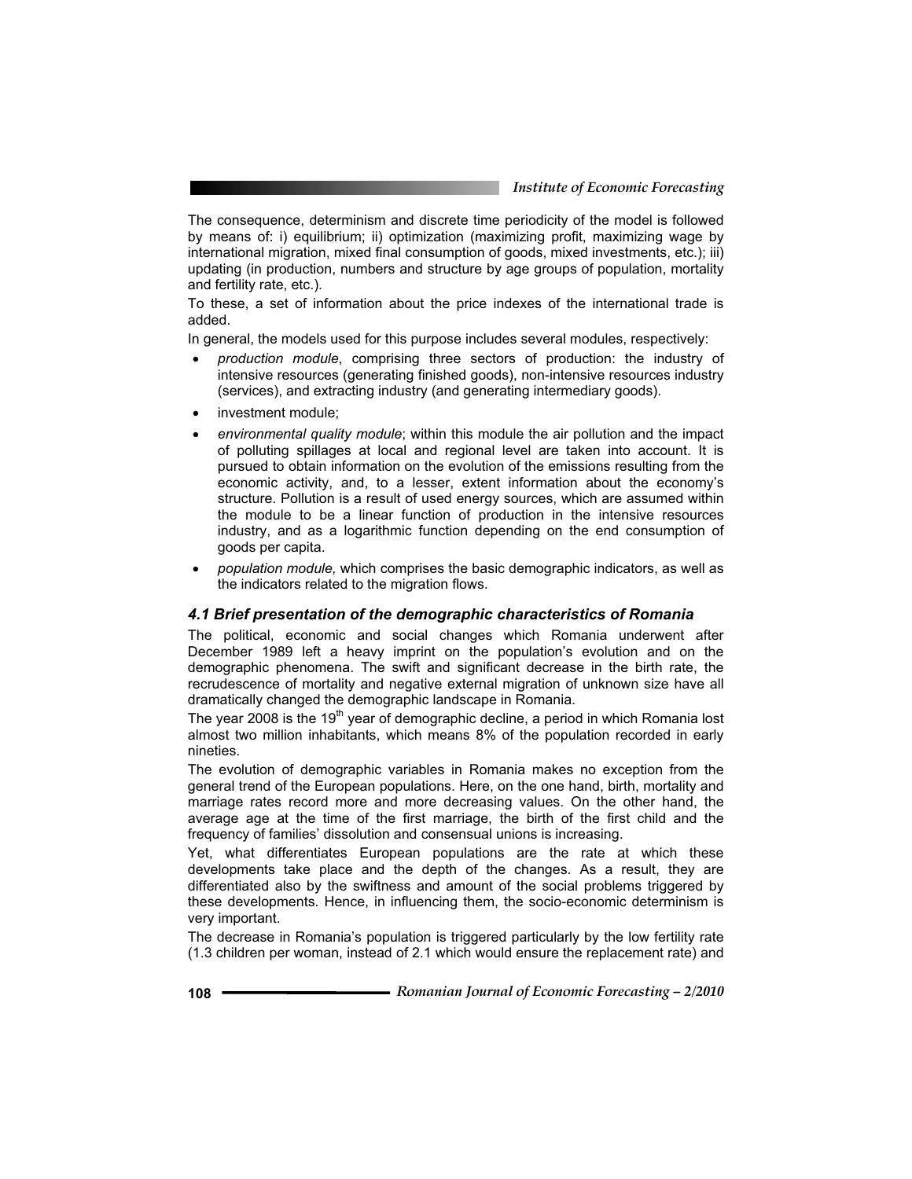The consequence, determinism and discrete time periodicity of the model is followed by means of: i) equilibrium; ii) optimization (maximizing profit, maximizing wage by international migration, mixed final consumption of goods, mixed investments, etc.); iii) updating (in production, numbers and structure by age groups of population, mortality and fertility rate, etc.).

To these, a set of information about the price indexes of the international trade is added.

In general, the models used for this purpose includes several modules, respectively:

- *production module*, comprising three sectors of production: the industry of intensive resources (generating finished goods), non-intensive resources industry (services), and extracting industry (and generating intermediary goods).
- investment module;
- *environmental quality module*; within this module the air pollution and the impact of polluting spillages at local and regional level are taken into account. It is pursued to obtain information on the evolution of the emissions resulting from the economic activity, and, to a lesser, extent information about the economy's structure. Pollution is a result of used energy sources, which are assumed within the module to be a linear function of production in the intensive resources industry, and as a logarithmic function depending on the end consumption of goods per capita.
- *population module,* which comprises the basic demographic indicators, as well as the indicators related to the migration flows.

### *4.1 Brief presentation of the demographic characteristics of Romania*

The political, economic and social changes which Romania underwent after December 1989 left a heavy imprint on the population's evolution and on the demographic phenomena. The swift and significant decrease in the birth rate, the recrudescence of mortality and negative external migration of unknown size have all dramatically changed the demographic landscape in Romania.

The year 2008 is the 19th year of demographic decline, a period in which Romania lost almost two million inhabitants, which means 8% of the population recorded in early nineties.

The evolution of demographic variables in Romania makes no exception from the general trend of the European populations. Here, on the one hand, birth, mortality and marriage rates record more and more decreasing values. On the other hand, the average age at the time of the first marriage, the birth of the first child and the frequency of families' dissolution and consensual unions is increasing.

Yet, what differentiates European populations are the rate at which these developments take place and the depth of the changes. As a result, they are differentiated also by the swiftness and amount of the social problems triggered by these developments. Hence, in influencing them, the socio-economic determinism is very important.

The decrease in Romania's population is triggered particularly by the low fertility rate (1.3 children per woman, instead of 2.1 which would ensure the replacement rate) and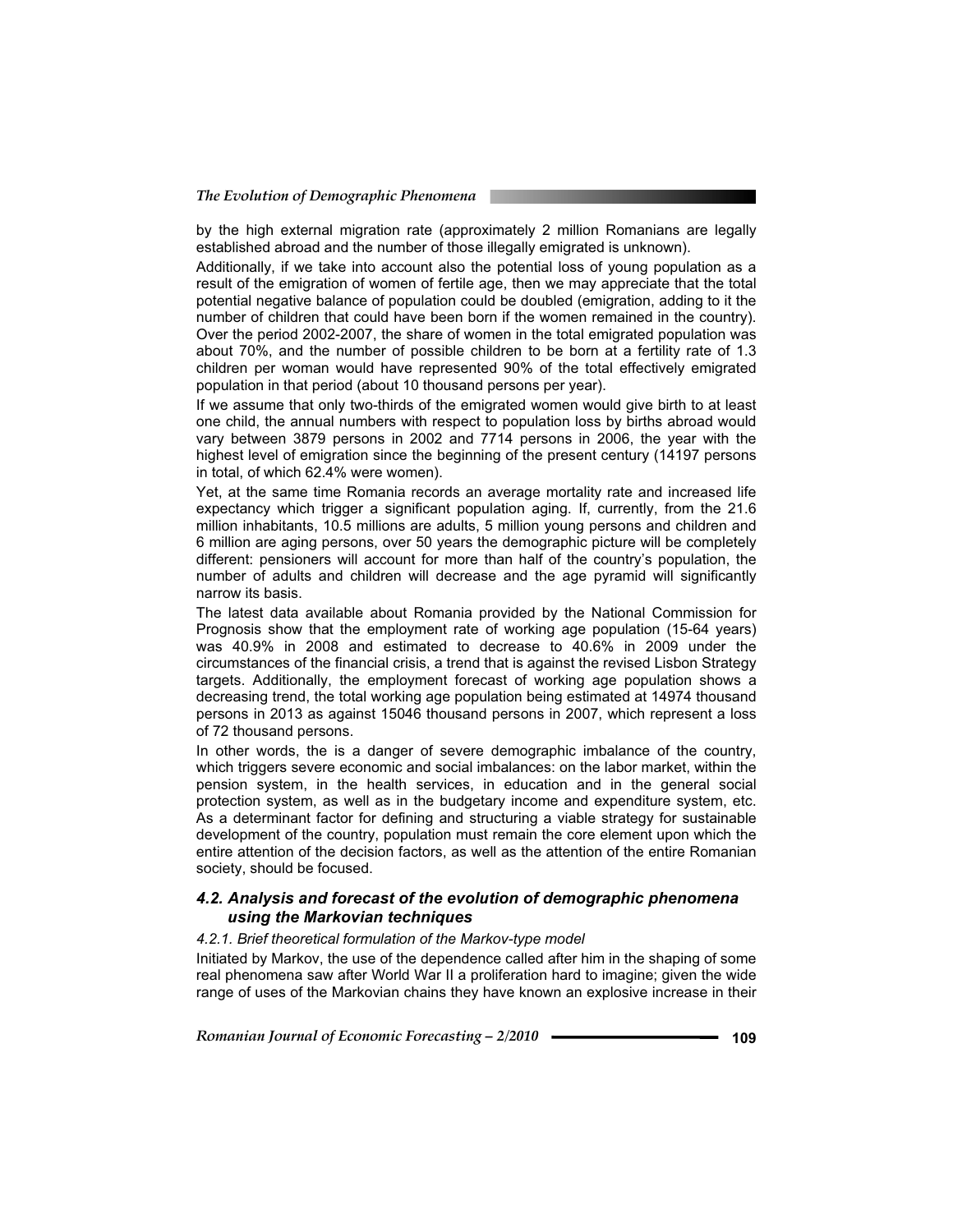by the high external migration rate (approximately 2 million Romanians are legally established abroad and the number of those illegally emigrated is unknown).

Additionally, if we take into account also the potential loss of young population as a result of the emigration of women of fertile age, then we may appreciate that the total potential negative balance of population could be doubled (emigration, adding to it the number of children that could have been born if the women remained in the country). Over the period 2002-2007, the share of women in the total emigrated population was about 70%, and the number of possible children to be born at a fertility rate of 1.3 children per woman would have represented 90% of the total effectively emigrated population in that period (about 10 thousand persons per year).

If we assume that only two-thirds of the emigrated women would give birth to at least one child, the annual numbers with respect to population loss by births abroad would vary between 3879 persons in 2002 and 7714 persons in 2006, the year with the highest level of emigration since the beginning of the present century (14197 persons in total, of which 62.4% were women).

Yet, at the same time Romania records an average mortality rate and increased life expectancy which trigger a significant population aging. If, currently, from the 21.6 million inhabitants, 10.5 millions are adults, 5 million young persons and children and 6 million are aging persons, over 50 years the demographic picture will be completely different: pensioners will account for more than half of the country's population, the number of adults and children will decrease and the age pyramid will significantly narrow its basis.

The latest data available about Romania provided by the National Commission for Prognosis show that the employment rate of working age population (15-64 years) was 40.9% in 2008 and estimated to decrease to 40.6% in 2009 under the circumstances of the financial crisis, a trend that is against the revised Lisbon Strategy targets. Additionally, the employment forecast of working age population shows a decreasing trend, the total working age population being estimated at 14974 thousand persons in 2013 as against 15046 thousand persons in 2007, which represent a loss of 72 thousand persons.

In other words, the is a danger of severe demographic imbalance of the country, which triggers severe economic and social imbalances: on the labor market, within the pension system, in the health services, in education and in the general social protection system, as well as in the budgetary income and expenditure system, etc. As a determinant factor for defining and structuring a viable strategy for sustainable development of the country, population must remain the core element upon which the entire attention of the decision factors, as well as the attention of the entire Romanian society, should be focused.

### *4.2. Analysis and forecast of the evolution of demographic phenomena using the Markovian techniques*

#### *4.2.1. Brief theoretical formulation of the Markov-type model*

Initiated by Markov, the use of the dependence called after him in the shaping of some real phenomena saw after World War II a proliferation hard to imagine; given the wide range of uses of the Markovian chains they have known an explosive increase in their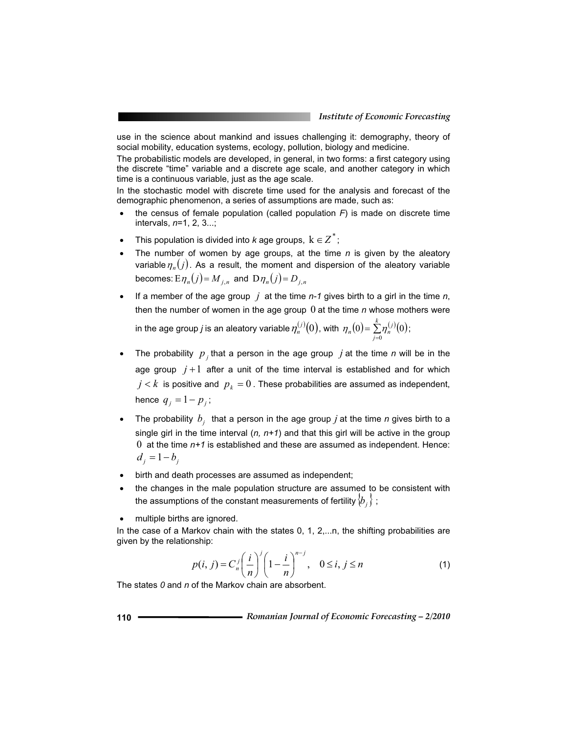use in the science about mankind and issues challenging it: demography, theory of social mobility, education systems, ecology, pollution, biology and medicine.

The probabilistic models are developed, in general, in two forms: a first category using the discrete "time" variable and a discrete age scale, and another category in which time is a continuous variable, just as the age scale.

In the stochastic model with discrete time used for the analysis and forecast of the demographic phenomenon, a series of assumptions are made, such as:

- the census of female population (called population *F*) is made on discrete time intervals, *n*=1, 2, 3...;
- This population is divided into *k* age groups, $k \in Z^*$;
- The number of women by age groups, at the time *n* is given by the aleatory variable $\eta_n(j)$. As a result, the moment and dispersion of the aleatory variable becomes: $E\eta_n(j) = M_{j,n}$ and $D\eta_n(j) = D_{j,n}$
- If a member of the age group $j$ at the time *n-1* gives birth to a girl in the time *n*, then the number of women in the age group $0$ at the time *n* whose mothers were in the age group *j* is an aleatory variable $\eta_n^{(j)}(0)$, with $\eta_n(0) = \sum_{j=0}^{k} \eta_n^{(j)}(0)$;
- The probability $p_j$ that a person in the age group $j$ at the time *n* will be in the age group $j+1$ after a unit of the time interval is established and for which $j < k$ is positive and $p_k = 0$. These probabilities are assumed as independent, hence $q_j = 1 - p_j$;
- The probability $b_j$ that a person in the age group *j* at the time *n* gives birth to a single girl in the time interval (*n, n+1*) and that this girl will be active in the group $0$ at the time *n+1* is established and these are assumed as independent. Hence: $d_j = 1 - b_j$
- birth and death processes are assumed as independent;
- the changes in the male population structure are assumed to be consistent with the assumptions of the constant measurements of fertility $\{b_j\}$;
- multiple births are ignored.

In the case of a Markov chain with the states 0, 1, 2,...n, the shifting probabilities are given by the relationship:

$$p(i, j) = C_n^j \left(\frac{i}{n}\right)^j \left(1 - \frac{i}{n}\right)^{n-j}, \quad 0 \leq i, j \leq n \tag{1}$$

The states *0* and *n* of the Markov chain are absorbent.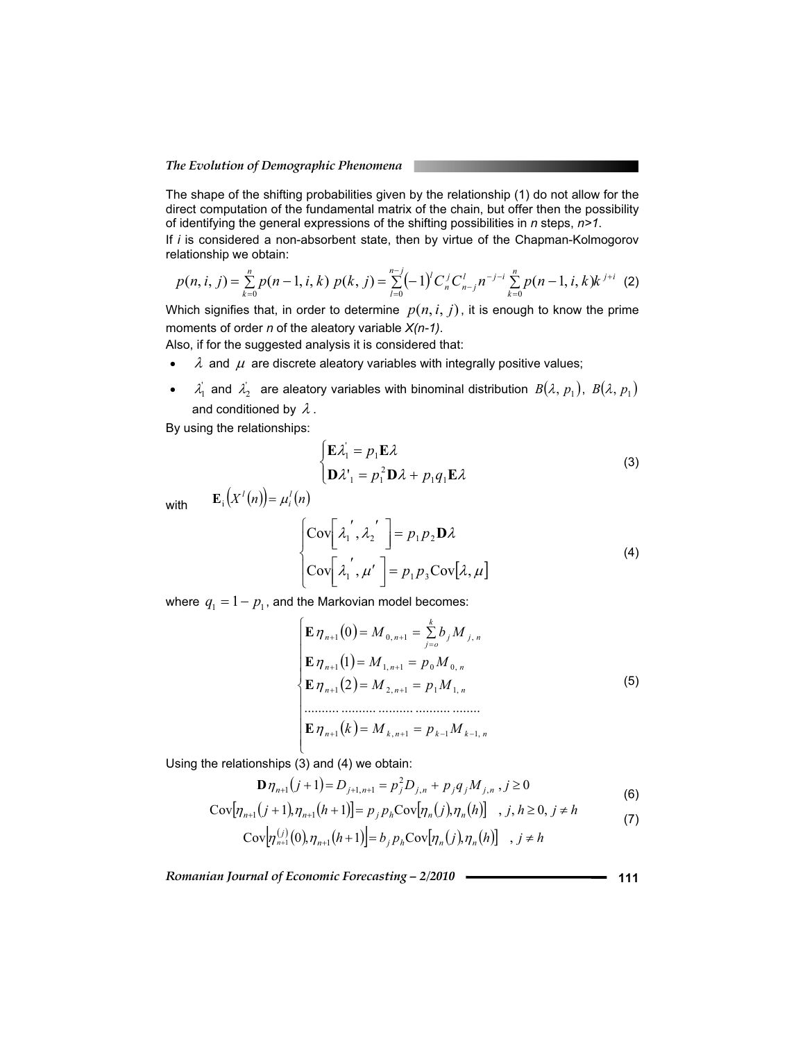The shape of the shifting probabilities given by the relationship (1) do not allow for the direct computation of the fundamental matrix of the chain, but offer then the possibility of identifying the general expressions of the shifting possibilities in *n* steps, *n>1*.

If *i* is considered a non-absorbent state, then by virtue of the Chapman-Kolmogorov relationship we obtain:

$$p(n,i,j) = \sum_{k=0}^{n} p(n-1,i,k)\; p(k,j) = \sum_{l=0}^{n-j} (-1)^l C_n^j C_{n-j}^l n^{-j-i} \sum_{k=0}^{n} p(n-1,i,k) k^{j+i} \quad (2)$$

Which signifies that, in order to determine $p(n,i,j)$, it is enough to know the prime moments of order *n* of the aleatory variable *X(n-1)*.

Also, if for the suggested analysis it is considered that:

- $\lambda$ and $\mu$ are discrete aleatory variables with integrally positive values;
- $\lambda_1^{'}$ and $\lambda_2^{'}$ are aleatory variables with binominal distribution $B(\lambda, p_1)$, $B(\lambda, p_1)$ and conditioned by $\lambda$.

By using the relationships:

$$\begin{cases} \mathbf{E}\lambda_1^{'} = p_1 \mathbf{E}\lambda \\ \mathbf{D}\lambda'_1 = p_1^2 \mathbf{D}\lambda + p_1 q_1 \mathbf{E}\lambda \end{cases} \quad (3)$$

with $\mathbf{E}_1\left(X^l(n)\right) = \mu_i^l(n)$

$$\begin{cases} \mathrm{Cov}\left[\lambda_1^{'}, \lambda_2^{'}\right] = p_1 p_2 \mathbf{D}\lambda \\ \mathrm{Cov}\left[\lambda_1^{'}, \mu'\right] = p_1 p_3 \mathrm{Cov}[\lambda, \mu] \end{cases} \quad (4)$$

where $q_1 = 1 - p_1$, and the Markovian model becomes:

$$\begin{cases} \mathbf{E}\,\eta_{n+1}(0) = M_{0,n+1} = \sum_{j=o}^{k} b_j M_{j,n} \\ \mathbf{E}\,\eta_{n+1}(1) = M_{1,n+1} = p_0 M_{0,n} \\ \mathbf{E}\,\eta_{n+1}(2) = M_{2,n+1} = p_1 M_{1,n} \\ \dots\dots\dots\dots\dots\dots\dots\dots \\ \mathbf{E}\,\eta_{n+1}(k) = M_{k,n+1} = p_{k-1} M_{k-1,n} \end{cases} \quad (5)$$

Using the relationships (3) and (4) we obtain:

$$\mathbf{D}\,\eta_{n+1}(j+1) = D_{j+1,n+1} = p_j^2 D_{j,n} + p_j q_j M_{j,n}\,,\; j \ge 0 \quad (6)$$

$$\mathrm{Cov}\left[\eta_{n+1}(j+1), \eta_{n+1}(h+1)\right] = p_j p_h \mathrm{Cov}\left[\eta_n(j), \eta_n(h)\right] \quad , j,h \ge 0,\; j \ne h \quad (7)$$

$$\mathrm{Cov}\left[\eta_{n+1}^{(j)}(0), \eta_{n+1}(h+1)\right] = b_j p_h \mathrm{Cov}\left[\eta_n(j), \eta_n(h)\right] \quad , j \ne h$$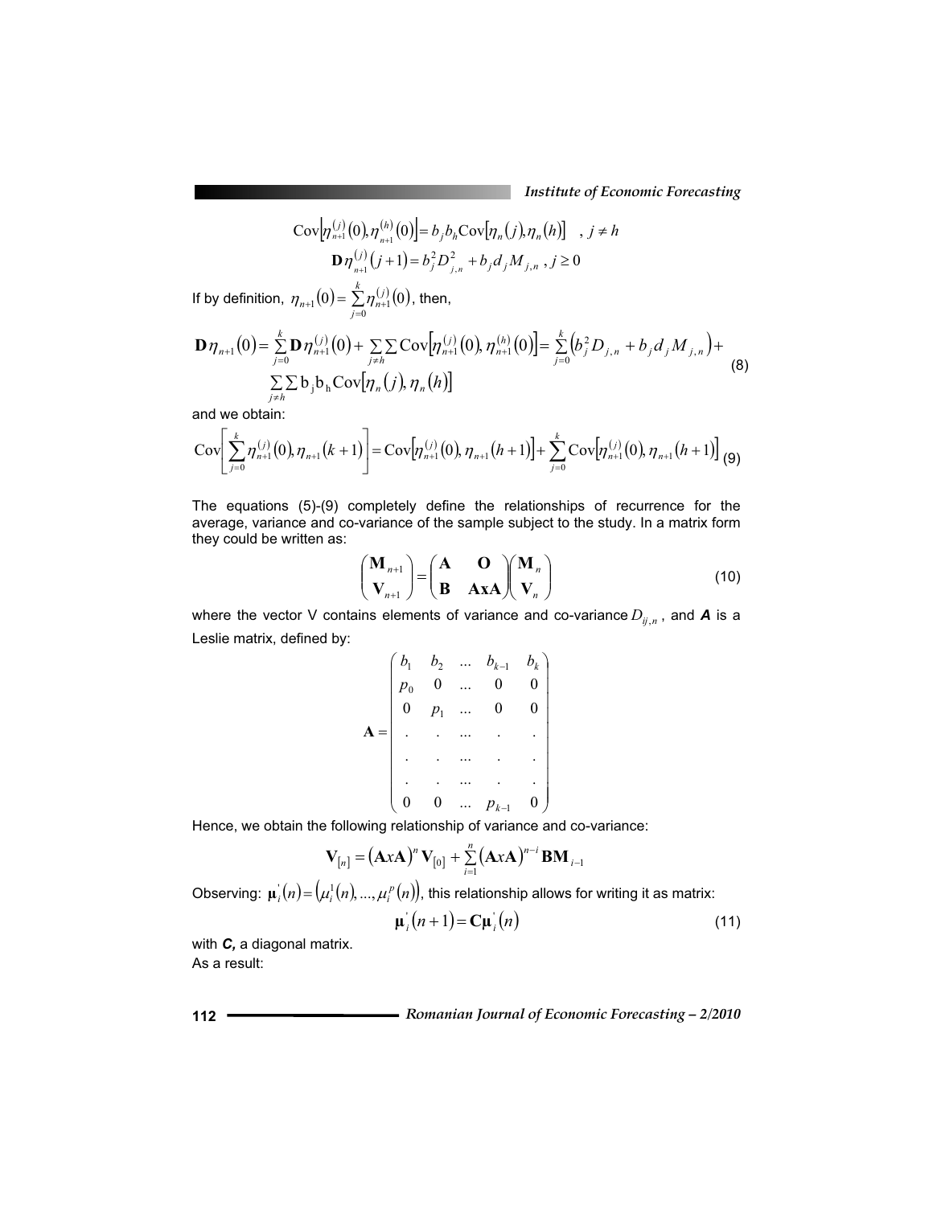$$\mathrm{Cov}\left[\eta_{n+1}^{(j)}(0), \eta_{n+1}^{(h)}(0)\right] = b_j b_h \mathrm{Cov}\left[\eta_n(j), \eta_n(h)\right] \quad , j \neq h$$

$$\mathbf{D}\eta_{n+1}^{(j)}(j+1) = b_j^2 D_{j,n}^2 + b_j d_j M_{j,n} \ , j \geq 0$$

If by definition, $\eta_{n+1}(0) = \sum_{j=0}^{k} \eta_{n+1}^{(j)}(0)$, then,

$$\mathbf{D}\eta_{n+1}(0) = \sum_{j=0}^{k} \mathbf{D}\eta_{n+1}^{(j)}(0) + \sum_{j \neq h}\sum \mathrm{Cov}\left[\eta_{n+1}^{(j)}(0), \eta_{n+1}^{(h)}(0)\right] = \sum_{j=0}^{k}\left(b_j^2 D_{j,n} + b_j d_j M_{j,n}\right) + \sum_{j \neq h}\sum \mathrm{b}_j \mathrm{b}_h \mathrm{Cov}\left[\eta_n(j), \eta_n(h)\right] \tag{8}$$

and we obtain:

$$\mathrm{Cov}\left[\sum_{j=0}^{k} \eta_{n+1}^{(j)}(0), \eta_{n+1}(k+1)\right] = \mathrm{Cov}\left[\eta_{n+1}^{(j)}(0), \eta_{n+1}(h+1)\right] + \sum_{j=0}^{k} \mathrm{Cov}\left[\eta_{n+1}^{(j)}(0), \eta_{n+1}(h+1)\right] \tag{9}$$

The equations (5)-(9) completely define the relationships of recurrence for the average, variance and co-variance of the sample subject to the study. In a matrix form they could be written as:

$$\begin{pmatrix} \mathbf{M}_{n+1} \\ \mathbf{V}_{n+1} \end{pmatrix} = \begin{pmatrix} \mathbf{A} & \mathbf{O} \\ \mathbf{B} & \mathbf{AxA} \end{pmatrix} \begin{pmatrix} \mathbf{M}_n \\ \mathbf{V}_n \end{pmatrix} \tag{10}$$

where the vector V contains elements of variance and co-variance $D_{ij,n}$, and ***A*** is a Leslie matrix, defined by:

$$\mathbf{A} = \begin{pmatrix} b_1 & b_2 & \ldots & b_{k-1} & b_k \\ p_0 & 0 & \ldots & 0 & 0 \\ 0 & p_1 & \ldots & 0 & 0 \\ . & . & \ldots & . & . \\ . & . & \ldots & . & . \\ . & . & \ldots & . & . \\ 0 & 0 & \ldots & p_{k-1} & 0 \end{pmatrix}$$

Hence, we obtain the following relationship of variance and co-variance:

$$\mathbf{V}_{[n]} = \left(\mathbf{A}x\mathbf{A}\right)^n \mathbf{V}_{[0]} + \sum_{i=1}^{n} \left(\mathbf{A}x\mathbf{A}\right)^{n-i} \mathbf{BM}_{i-1}$$

Observing: $\boldsymbol{\mu}_i^{'}(n) = \left(\mu_i^1(n), \ldots, \mu_i^p(n)\right)$, this relationship allows for writing it as matrix:

$$\boldsymbol{\mu}_i^{'}(n+1) = \mathbf{C}\boldsymbol{\mu}_i^{'}(n) \tag{11}$$

with ***C***, a diagonal matrix.

As a result: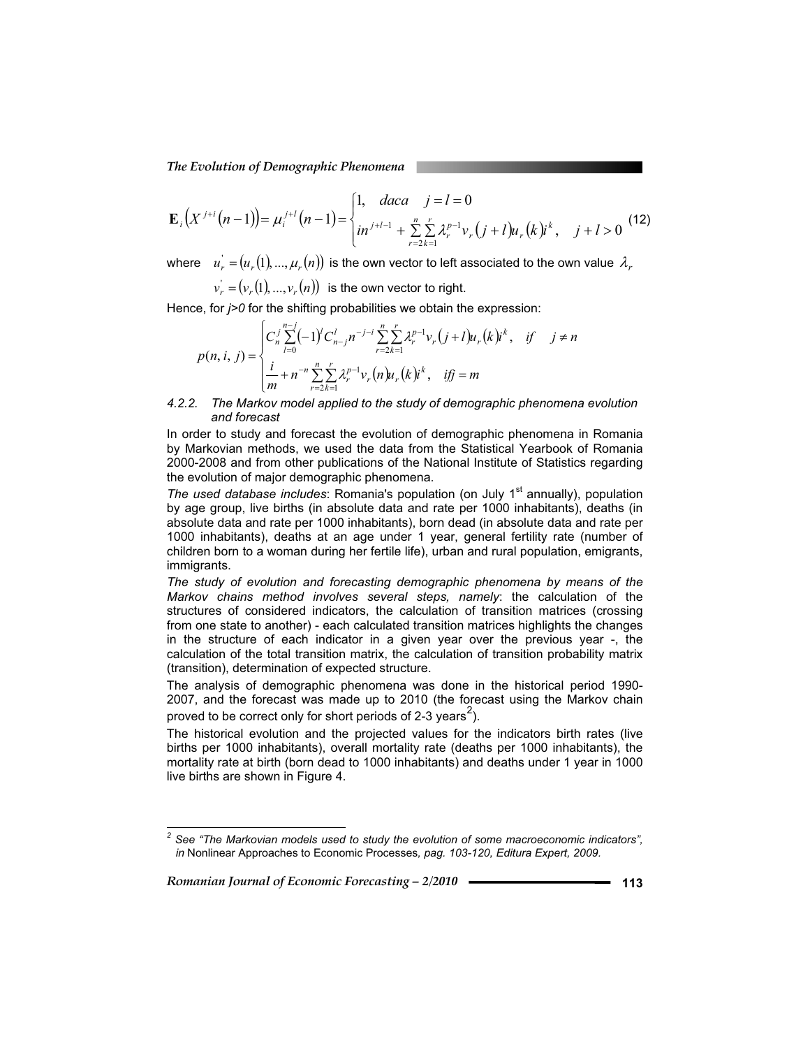$$\mathbf{E}_i\left(X^{j+i}(n-1)\right) = \mu_i^{j+l}(n-1) = \begin{cases} 1, \quad daca \quad j = l = 0 \\ in^{j+l-1} + \sum_{r=2}^{n}\sum_{k=1}^{r} \lambda_r^{p-1} v_r(j+l) u_r(k) i^k, \quad j+l>0 \end{cases} \quad (12)$$

where $u_r^{'} = (u_r(1), ..., \mu_r(n))$ is the own vector to left associated to the own value $\lambda_r$

$v_r^{'} = (v_r(1), ..., v_r(n))$ is the own vector to right.

Hence, for *j>0* for the shifting probabilities we obtain the expression:

$$p(n,i,j) = \begin{cases} C_n^j \sum_{l=0}^{n-j} (-1)^l C_{n-j}^l n^{-j-i} \sum_{r=2}^{n}\sum_{k=1}^{r} \lambda_r^{p-1} v_r(j+l) u_r(k) i^k, \quad if \quad j \neq n \\ \dfrac{i}{m} + n^{-n} \sum_{r=2}^{n}\sum_{k=1}^{r} \lambda_r^{p-1} v_r(n) u_r(k) i^k, \quad ifj = m \end{cases}$$

*4.2.2. The Markov model applied to the study of demographic phenomena evolution and forecast*

In order to study and forecast the evolution of demographic phenomena in Romania by Markovian methods, we used the data from the Statistical Yearbook of Romania 2000-2008 and from other publications of the National Institute of Statistics regarding the evolution of major demographic phenomena.

*The used database includes*: Romania's population (on July 1st annually), population by age group, live births (in absolute data and rate per 1000 inhabitants), deaths (in absolute data and rate per 1000 inhabitants), born dead (in absolute data and rate per 1000 inhabitants), deaths at an age under 1 year, general fertility rate (number of children born to a woman during her fertile life), urban and rural population, emigrants, immigrants.

*The study of evolution and forecasting demographic phenomena by means of the Markov chains method involves several steps, namely*: the calculation of the structures of considered indicators, the calculation of transition matrices (crossing from one state to another) - each calculated transition matrices highlights the changes in the structure of each indicator in a given year over the previous year -, the calculation of the total transition matrix, the calculation of transition probability matrix (transition), determination of expected structure.

The analysis of demographic phenomena was done in the historical period 1990-2007, and the forecast was made up to 2010 (the forecast using the Markov chain proved to be correct only for short periods of 2-3 years[2]).

The historical evolution and the projected values for the indicators birth rates (live births per 1000 inhabitants), overall mortality rate (deaths per 1000 inhabitants), the mortality rate at birth (born dead to 1000 inhabitants) and deaths under 1 year in 1000 live births are shown in Figure 4.

---

[2] *See "The Markovian models used to study the evolution of some macroeconomic indicators", in* Nonlinear Approaches to Economic Processes*, pag. 103-120, Editura Expert, 2009.*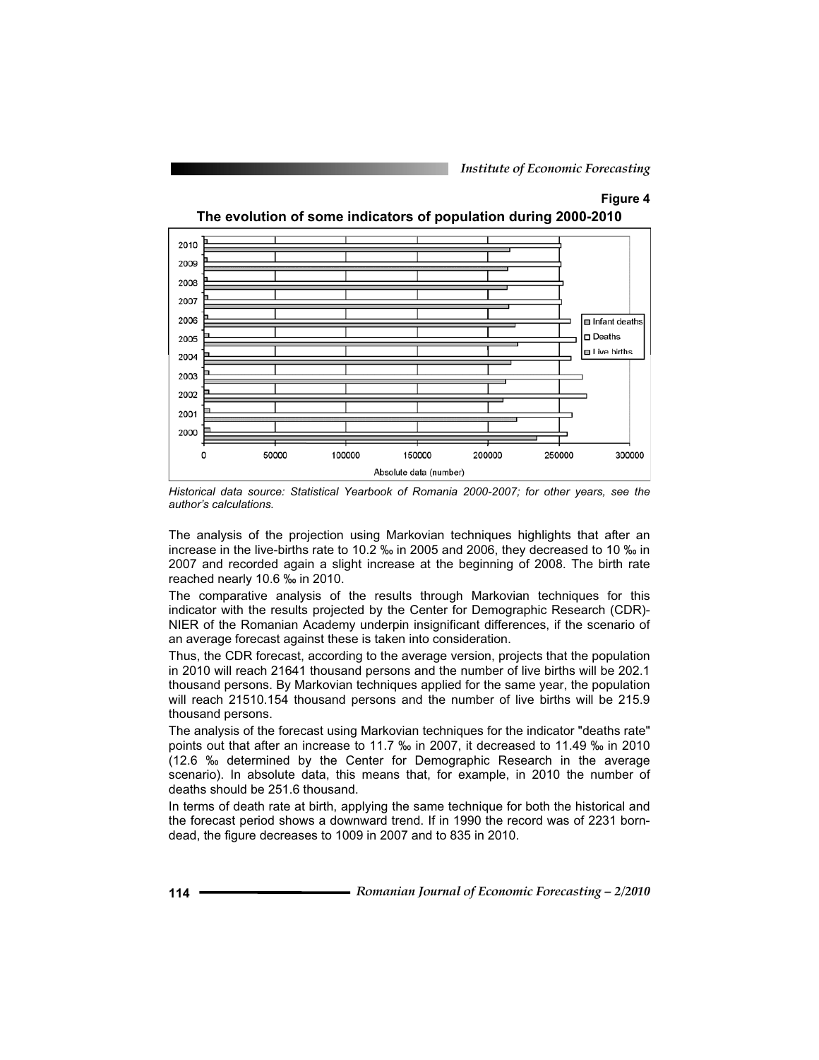**Figure 4**

**The evolution of some indicators of population during 2000-2010**

*Historical data source: Statistical Yearbook of Romania 2000-2007; for other years, see the author's calculations.*

The analysis of the projection using Markovian techniques highlights that after an increase in the live-births rate to 10.2 ‰ in 2005 and 2006, they decreased to 10 ‰ in 2007 and recorded again a slight increase at the beginning of 2008. The birth rate reached nearly 10.6 ‰ in 2010.

The comparative analysis of the results through Markovian techniques for this indicator with the results projected by the Center for Demographic Research (CDR)-NIER of the Romanian Academy underpin insignificant differences, if the scenario of an average forecast against these is taken into consideration.

Thus, the CDR forecast, according to the average version, projects that the population in 2010 will reach 21641 thousand persons and the number of live births will be 202.1 thousand persons. By Markovian techniques applied for the same year, the population will reach 21510.154 thousand persons and the number of live births will be 215.9 thousand persons.

The analysis of the forecast using Markovian techniques for the indicator "deaths rate" points out that after an increase to 11.7 ‰ in 2007, it decreased to 11.49 ‰ in 2010 (12.6 ‰ determined by the Center for Demographic Research in the average scenario). In absolute data, this means that, for example, in 2010 the number of deaths should be 251.6 thousand.

In terms of death rate at birth, applying the same technique for both the historical and the forecast period shows a downward trend. If in 1990 the record was of 2231 born-dead, the figure decreases to 1009 in 2007 and to 835 in 2010.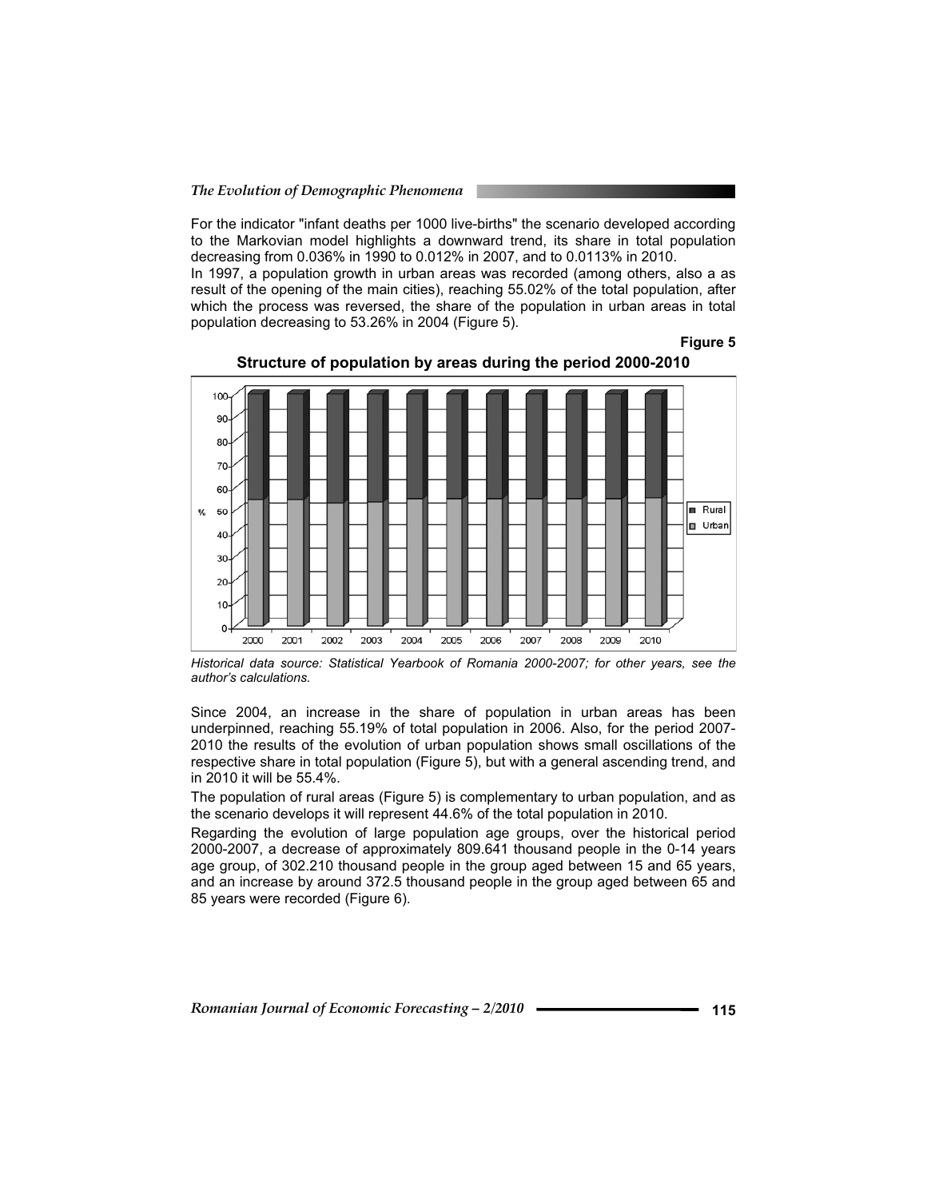For the indicator "infant deaths per 1000 live-births" the scenario developed according to the Markovian model highlights a downward trend, its share in total population decreasing from 0.036% in 1990 to 0.012% in 2007, and to 0.0113% in 2010.

In 1997, a population growth in urban areas was recorded (among others, also a as result of the opening of the main cities), reaching 55.02% of the total population, after which the process was reversed, the share of the population in urban areas in total population decreasing to 53.26% in 2004 (Figure 5).

**Figure 5**

**Structure of population by areas during the period 2000-2010**

*Historical data source: Statistical Yearbook of Romania 2000-2007; for other years, see the author's calculations.*

Since 2004, an increase in the share of population in urban areas has been underpinned, reaching 55.19% of total population in 2006. Also, for the period 2007-2010 the results of the evolution of urban population shows small oscillations of the respective share in total population (Figure 5), but with a general ascending trend, and in 2010 it will be 55.4%.

The population of rural areas (Figure 5) is complementary to urban population, and as the scenario develops it will represent 44.6% of the total population in 2010.

Regarding the evolution of large population age groups, over the historical period 2000-2007, a decrease of approximately 809.641 thousand people in the 0-14 years age group, of 302.210 thousand people in the group aged between 15 and 65 years, and an increase by around 372.5 thousand people in the group aged between 65 and 85 years were recorded (Figure 6).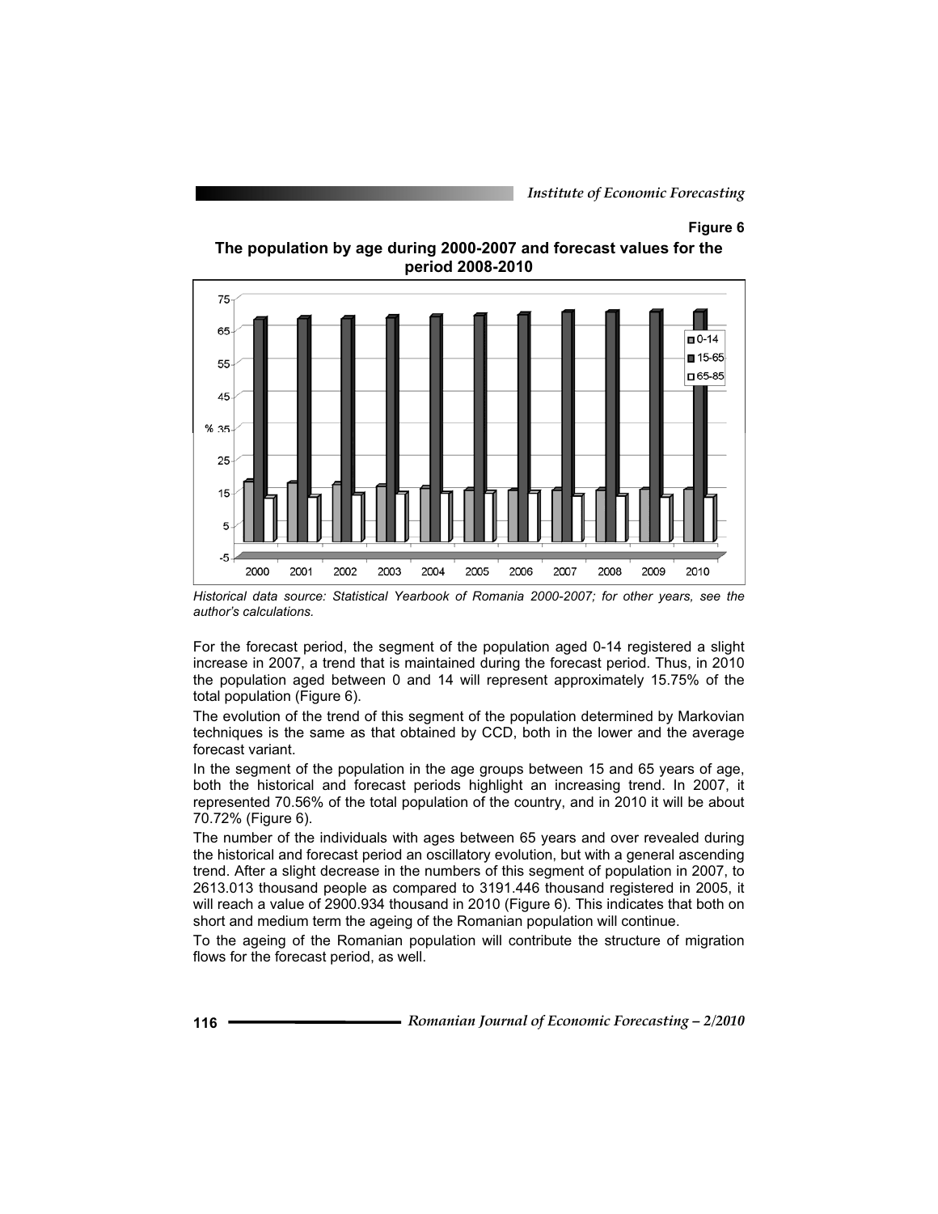**Figure 6**

**The population by age during 2000-2007 and forecast values for the period 2008-2010**

*Historical data source: Statistical Yearbook of Romania 2000-2007; for other years, see the author's calculations.*

For the forecast period, the segment of the population aged 0-14 registered a slight increase in 2007, a trend that is maintained during the forecast period. Thus, in 2010 the population aged between 0 and 14 will represent approximately 15.75% of the total population (Figure 6).

The evolution of the trend of this segment of the population determined by Markovian techniques is the same as that obtained by CCD, both in the lower and the average forecast variant.

In the segment of the population in the age groups between 15 and 65 years of age, both the historical and forecast periods highlight an increasing trend. In 2007, it represented 70.56% of the total population of the country, and in 2010 it will be about 70.72% (Figure 6).

The number of the individuals with ages between 65 years and over revealed during the historical and forecast period an oscillatory evolution, but with a general ascending trend. After a slight decrease in the numbers of this segment of population in 2007, to 2613.013 thousand people as compared to 3191.446 thousand registered in 2005, it will reach a value of 2900.934 thousand in 2010 (Figure 6). This indicates that both on short and medium term the ageing of the Romanian population will continue.

To the ageing of the Romanian population will contribute the structure of migration flows for the forecast period, as well.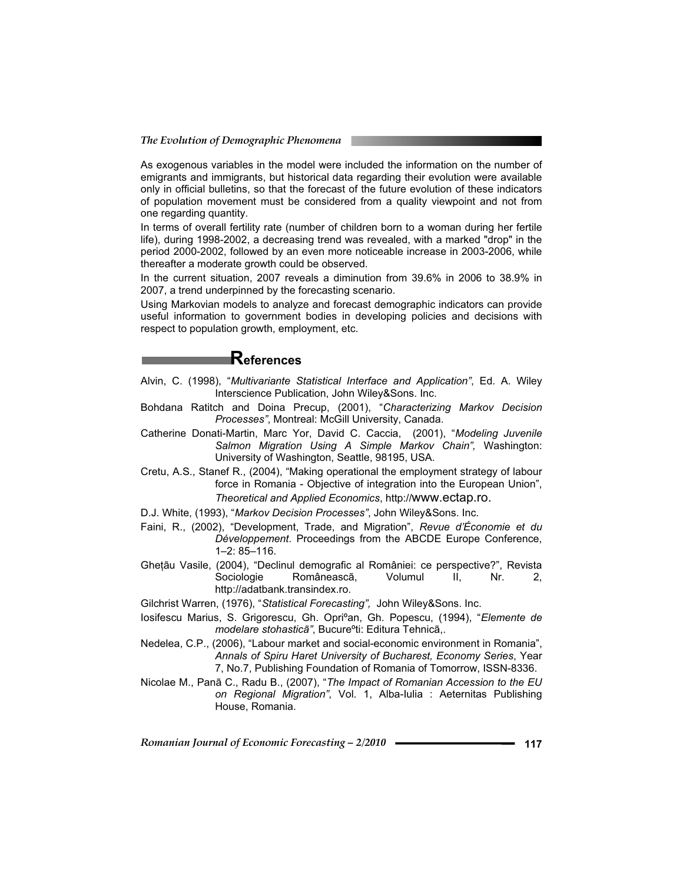As exogenous variables in the model were included the information on the number of emigrants and immigrants, but historical data regarding their evolution were available only in official bulletins, so that the forecast of the future evolution of these indicators of population movement must be considered from a quality viewpoint and not from one regarding quantity.

In terms of overall fertility rate (number of children born to a woman during her fertile life), during 1998-2002, a decreasing trend was revealed, with a marked "drop" in the period 2000-2002, followed by an even more noticeable increase in 2003-2006, while thereafter a moderate growth could be observed.

In the current situation, 2007 reveals a diminution from 39.6% in 2006 to 38.9% in 2007, a trend underpinned by the forecasting scenario.

Using Markovian models to analyze and forecast demographic indicators can provide useful information to government bodies in developing policies and decisions with respect to population growth, employment, etc.

## References

Alvin, C. (1998), "*Multivariante Statistical Interface and Application*", Ed. A. Wiley Interscience Publication, John Wiley&Sons. Inc.

Bohdana Ratitch and Doina Precup, (2001), "*Characterizing Markov Decision Processes*", Montreal: McGill University, Canada.

Catherine Donati-Martin, Marc Yor, David C. Caccia, (2001), "*Modeling Juvenile Salmon Migration Using A Simple Markov Chain",* Washington: University of Washington, Seattle, 98195, USA.

Cretu, A.S., Stanef R., (2004), "Making operational the employment strategy of labour force in Romania - Objective of integration into the European Union", *Theoretical and Applied Economics*, http://www.ectap.ro.

D.J. White, (1993), "*Markov Decision Processes"*, John Wiley&Sons. Inc.

Faini, R., (2002), "Development, Trade, and Migration", *Revue d'Économie et du Développement*. Proceedings from the ABCDE Europe Conference, 1–2: 85–116.

Gheţău Vasile, (2004), "Declinul demografic al României: ce perspective?", Revista Sociologie Românească, Volumul II, Nr. 2, http://adatbank.transindex.ro.

Gilchrist Warren, (1976), "*Statistical Forecasting",* John Wiley&Sons. Inc.

Iosifescu Marius, S. Grigorescu, Gh. Opriºan, Gh. Popescu, (1994), "*Elemente de modelare stohasticã"*, Bucureºti: Editura Tehnicã,.

Nedelea, C.P., (2006), "Labour market and social-economic environment in Romania", *Annals of Spiru Haret University of Bucharest, Economy Series*, Year 7, No.7, Publishing Foundation of Romania of Tomorrow, ISSN-8336.

Nicolae M., Panã C., Radu B., (2007), "*The Impact of Romanian Accession to the EU on Regional Migration"*, Vol. 1, Alba-Iulia : Aeternitas Publishing House, Romania.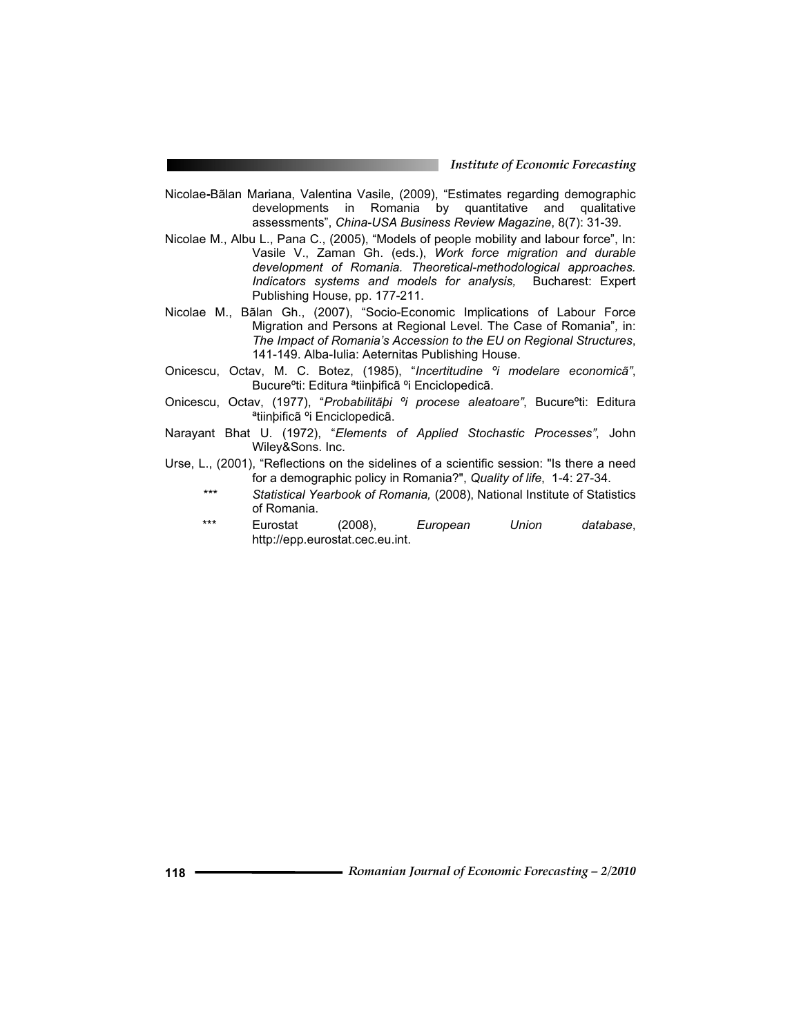Nicolae-Bălan Mariana, Valentina Vasile, (2009), "Estimates regarding demographic developments in Romania by quantitative and qualitative assessments", *China-USA Business Review Magazine*, 8(7): 31-39.

Nicolae M., Albu L., Pana C., (2005), "Models of people mobility and labour force", In: Vasile V., Zaman Gh. (eds.), *Work force migration and durable development of Romania. Theoretical-methodological approaches. Indicators systems and models for analysis,* Bucharest: Expert Publishing House, pp. 177-211.

Nicolae M., Bălan Gh., (2007), "Socio-Economic Implications of Labour Force Migration and Persons at Regional Level. The Case of Romania", in: *The Impact of Romania's Accession to the EU on Regional Structures*, 141-149. Alba-Iulia: Aeternitas Publishing House.

Onicescu, Octav, M. C. Botez, (1985), "*Incertitudine ºi modelare economicã"*, Bucureºti: Editura ªtiinþificã ºi Enciclopedicã.

Onicescu, Octav, (1977), "*Probabilitãþi ºi procese aleatoare"*, Bucureºti: Editura ªtiinþificã ºi Enciclopedicã.

Narayant Bhat U. (1972), "*Elements of Applied Stochastic Processes"*, John Wiley&Sons. Inc.

Urse, L., (2001), "Reflections on the sidelines of a scientific session: "Is there a need for a demographic policy in Romania?", *Quality of life*, 1-4: 27-34.

*** *Statistical Yearbook of Romania,* (2008), National Institute of Statistics of Romania.

*** Eurostat (2008), *European Union database*, http://epp.eurostat.cec.eu.int.